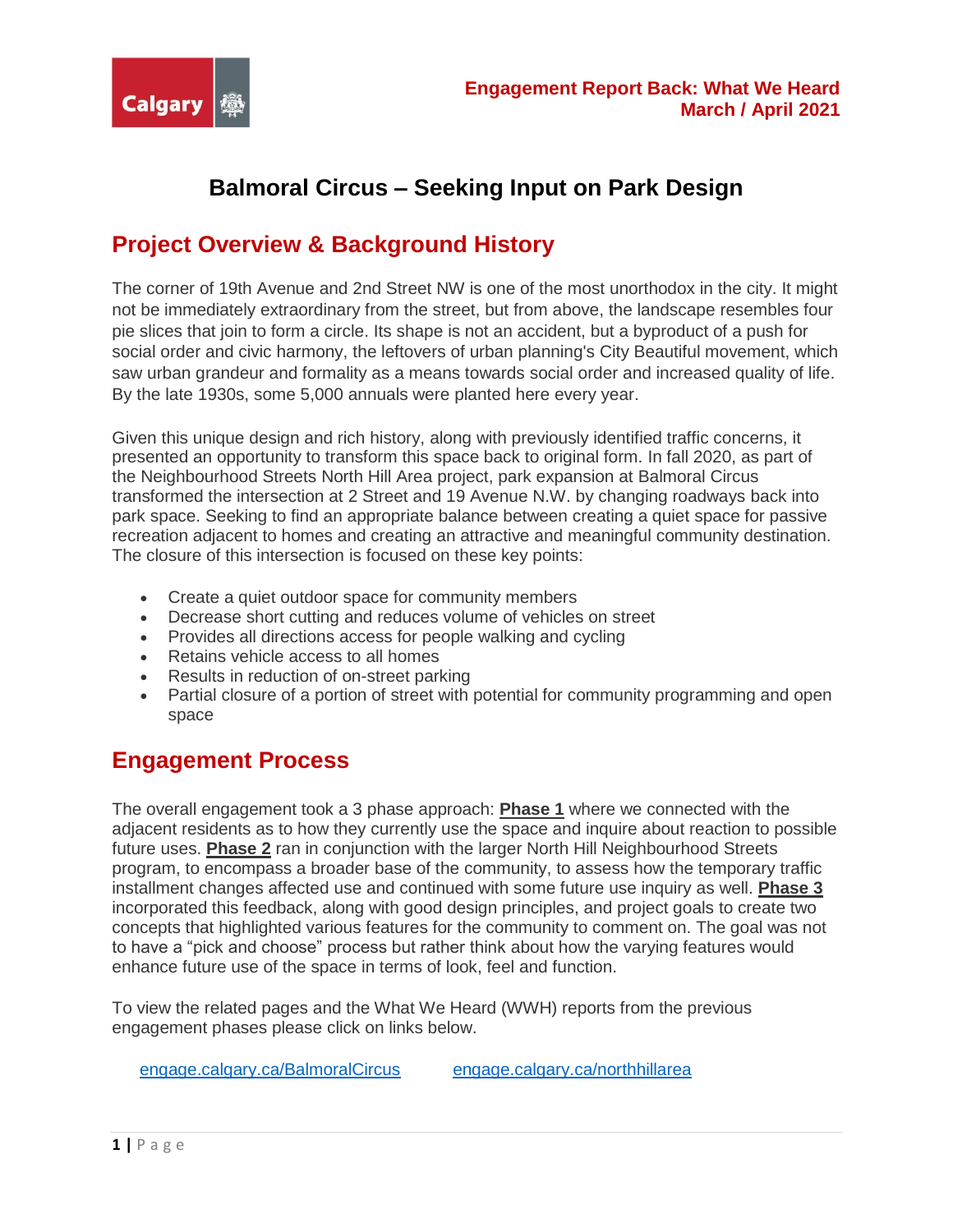Engagement Report Back: What We Heard
March / April 2021

# Balmoral Circus – Seeking Input on Park Design

## Project Overview & Background History

The corner of 19th Avenue and 2nd Street NW is one of the most unorthodox in the city. It might not be immediately extraordinary from the street, but from above, the landscape resembles four pie slices that join to form a circle. Its shape is not an accident, but a byproduct of a push for social order and civic harmony, the leftovers of urban planning's City Beautiful movement, which saw urban grandeur and formality as a means towards social order and increased quality of life. By the late 1930s, some 5,000 annuals were planted here every year.

Given this unique design and rich history, along with previously identified traffic concerns, it presented an opportunity to transform this space back to original form. In fall 2020, as part of the Neighbourhood Streets North Hill Area project, park expansion at Balmoral Circus transformed the intersection at 2 Street and 19 Avenue N.W. by changing roadways back into park space. Seeking to find an appropriate balance between creating a quiet space for passive recreation adjacent to homes and creating an attractive and meaningful community destination. The closure of this intersection is focused on these key points:

- Create a quiet outdoor space for community members
- Decrease short cutting and reduces volume of vehicles on street
- Provides all directions access for people walking and cycling
- Retains vehicle access to all homes
- Results in reduction of on-street parking
- Partial closure of a portion of street with potential for community programming and open space

## Engagement Process

The overall engagement took a 3 phase approach: **Phase 1** where we connected with the adjacent residents as to how they currently use the space and inquire about reaction to possible future uses. **Phase 2** ran in conjunction with the larger North Hill Neighbourhood Streets program, to encompass a broader base of the community, to assess how the temporary traffic installment changes affected use and continued with some future use inquiry as well. **Phase 3** incorporated this feedback, along with good design principles, and project goals to create two concepts that highlighted various features for the community to comment on. The goal was not to have a "pick and choose" process but rather think about how the varying features would enhance future use of the space in terms of look, feel and function.

To view the related pages and the What We Heard (WWH) reports from the previous engagement phases please click on links below.

engage.calgary.ca/BalmoralCircus engage.calgary.ca/northhillarea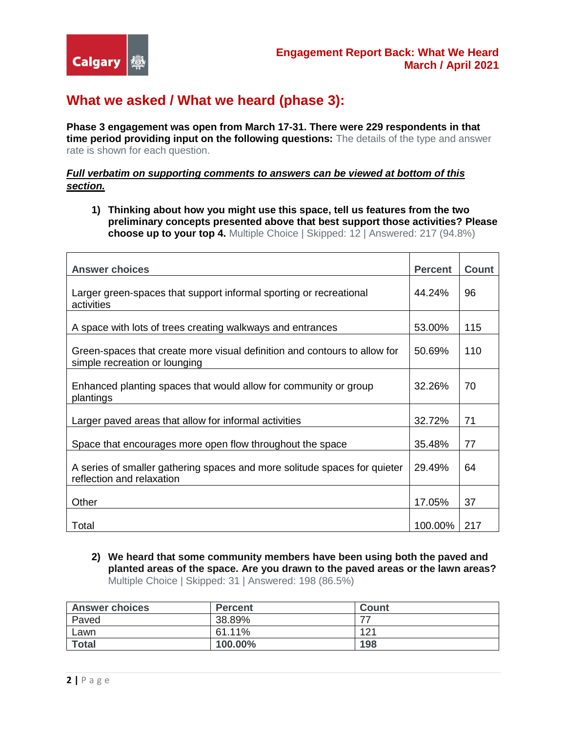## What we asked / What we heard (phase 3):

**Phase 3 engagement was open from March 17-31. There were 229 respondents in that time period providing input on the following questions:** The details of the type and answer rate is shown for each question.

***Full verbatim on supporting comments to answers can be viewed at bottom of this section.***

1) **Thinking about how you might use this space, tell us features from the two preliminary concepts presented above that best support those activities? Please choose up to your top 4.** Multiple Choice | Skipped: 12 | Answered: 217 (94.8%)

| Answer choices | Percent | Count |
|---|---|---|
| Larger green-spaces that support informal sporting or recreational activities | 44.24% | 96 |
| A space with lots of trees creating walkways and entrances | 53.00% | 115 |
| Green-spaces that create more visual definition and contours to allow for simple recreation or lounging | 50.69% | 110 |
| Enhanced planting spaces that would allow for community or group plantings | 32.26% | 70 |
| Larger paved areas that allow for informal activities | 32.72% | 71 |
| Space that encourages more open flow throughout the space | 35.48% | 77 |
| A series of smaller gathering spaces and more solitude spaces for quieter reflection and relaxation | 29.49% | 64 |
| Other | 17.05% | 37 |
| Total | 100.00% | 217 |

2) **We heard that some community members have been using both the paved and planted areas of the space. Are you drawn to the paved areas or the lawn areas?** Multiple Choice | Skipped: 31 | Answered: 198 (86.5%)

| Answer choices | Percent | Count |
|---|---|---|
| Paved | 38.89% | 77 |
| Lawn | 61.11% | 121 |
| **Total** | **100.00%** | **198** |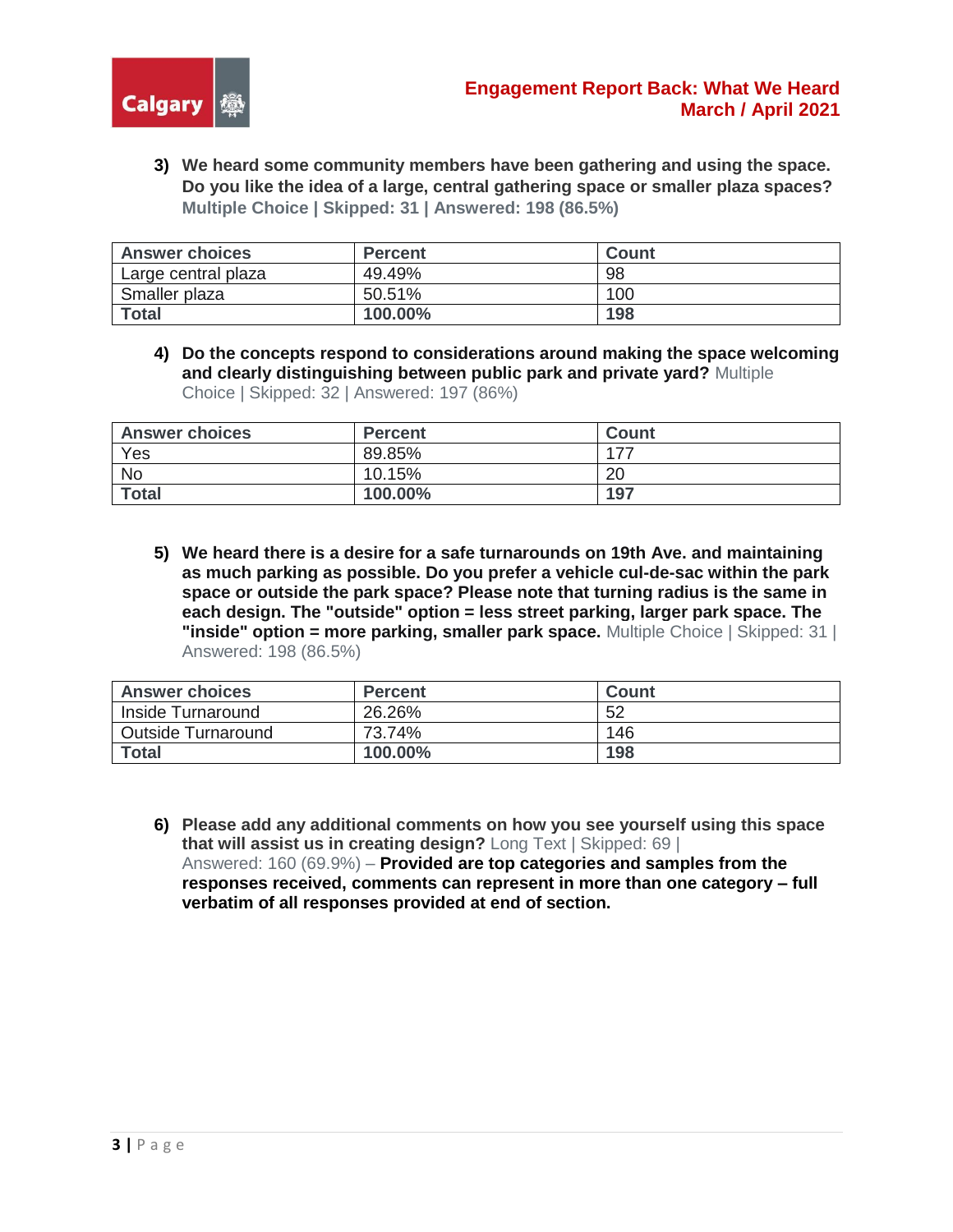3) **We heard some community members have been gathering and using the space. Do you like the idea of a large, central gathering space or smaller plaza spaces?** **Multiple Choice | Skipped: 31 | Answered: 198 (86.5%)**

| Answer choices | Percent | Count |
|---|---|---|
| Large central plaza | 49.49% | 98 |
| Smaller plaza | 50.51% | 100 |
| **Total** | **100.00%** | **198** |

4) **Do the concepts respond to considerations around making the space welcoming and clearly distinguishing between public park and private yard?** Multiple Choice | Skipped: 32 | Answered: 197 (86%)

| Answer choices | Percent | Count |
|---|---|---|
| Yes | 89.85% | 177 |
| No | 10.15% | 20 |
| **Total** | **100.00%** | **197** |

5) **We heard there is a desire for a safe turnarounds on 19th Ave. and maintaining as much parking as possible. Do you prefer a vehicle cul-de-sac within the park space or outside the park space? Please note that turning radius is the same in each design. The "outside" option = less street parking, larger park space. The "inside" option = more parking, smaller park space.** Multiple Choice | Skipped: 31 | Answered: 198 (86.5%)

| Answer choices | Percent | Count |
|---|---|---|
| Inside Turnaround | 26.26% | 52 |
| Outside Turnaround | 73.74% | 146 |
| **Total** | **100.00%** | **198** |

6) **Please add any additional comments on how you see yourself using this space that will assist us in creating design?** Long Text | Skipped: 69 | Answered: 160 (69.9%) – **Provided are top categories and samples from the responses received, comments can represent in more than one category – full verbatim of all responses provided at end of section.**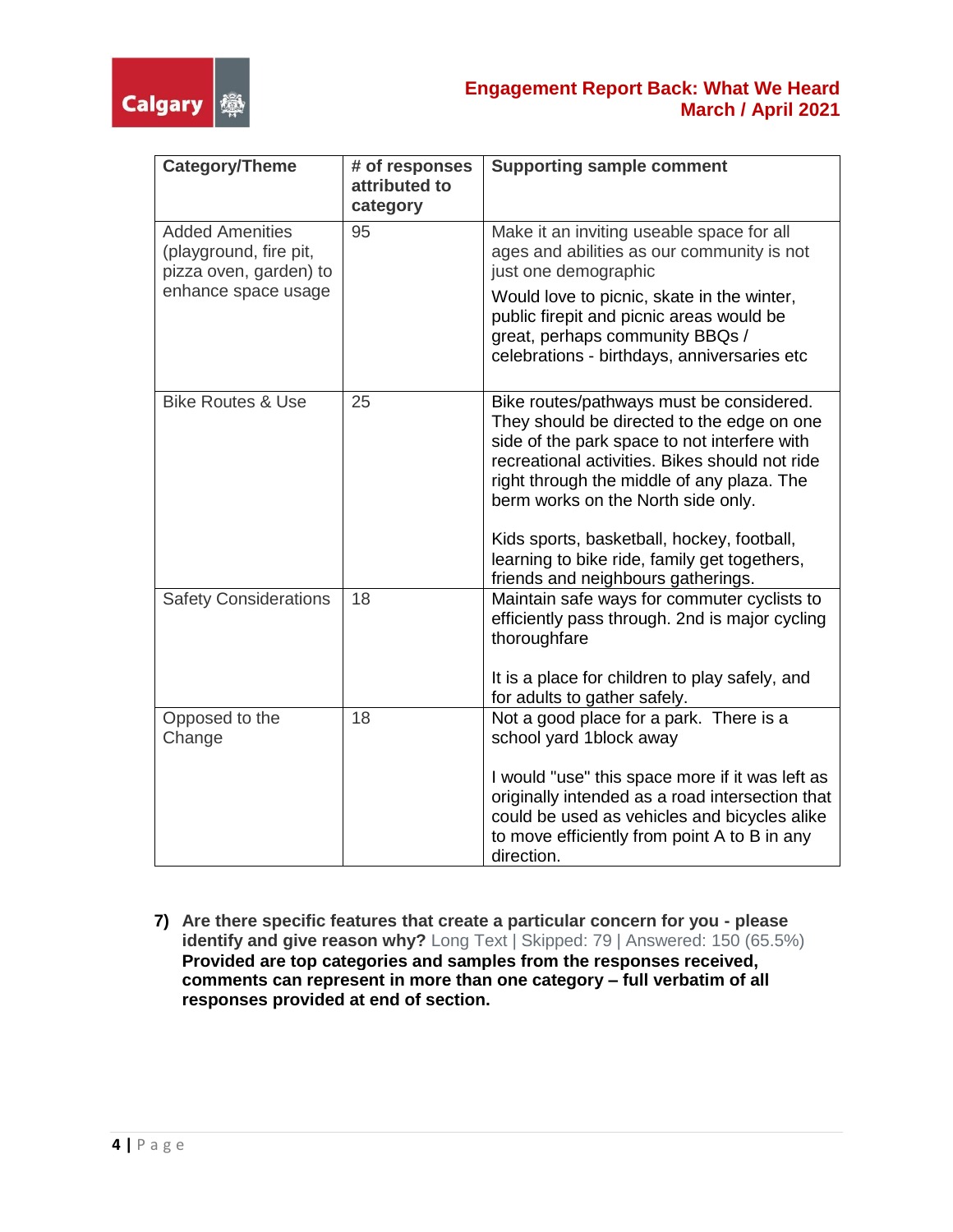| Category/Theme | # of responses attributed to category | Supporting sample comment |
|---|---|---|
| Added Amenities (playground, fire pit, pizza oven, garden) to enhance space usage | 95 | Make it an inviting useable space for all ages and abilities as our community is not just one demographic<br><br>Would love to picnic, skate in the winter, public firepit and picnic areas would be great, perhaps community BBQs / celebrations - birthdays, anniversaries etc |
| Bike Routes & Use | 25 | Bike routes/pathways must be considered. They should be directed to the edge on one side of the park space to not interfere with recreational activities. Bikes should not ride right through the middle of any plaza. The berm works on the North side only.<br><br>Kids sports, basketball, hockey, football, learning to bike ride, family get togethers, friends and neighbours gatherings. |
| Safety Considerations | 18 | Maintain safe ways for commuter cyclists to efficiently pass through. 2nd is major cycling thoroughfare<br><br>It is a place for children to play safely, and for adults to gather safely. |
| Opposed to the Change | 18 | Not a good place for a park. There is a school yard 1block away<br><br>I would "use" this space more if it was left as originally intended as a road intersection that could be used as vehicles and bicycles alike to move efficiently from point A to B in any direction. |

7) **Are there specific features that create a particular concern for you - please identify and give reason why?** Long Text | Skipped: 79 | Answered: 150 (65.5%)
**Provided are top categories and samples from the responses received, comments can represent in more than one category – full verbatim of all responses provided at end of section.**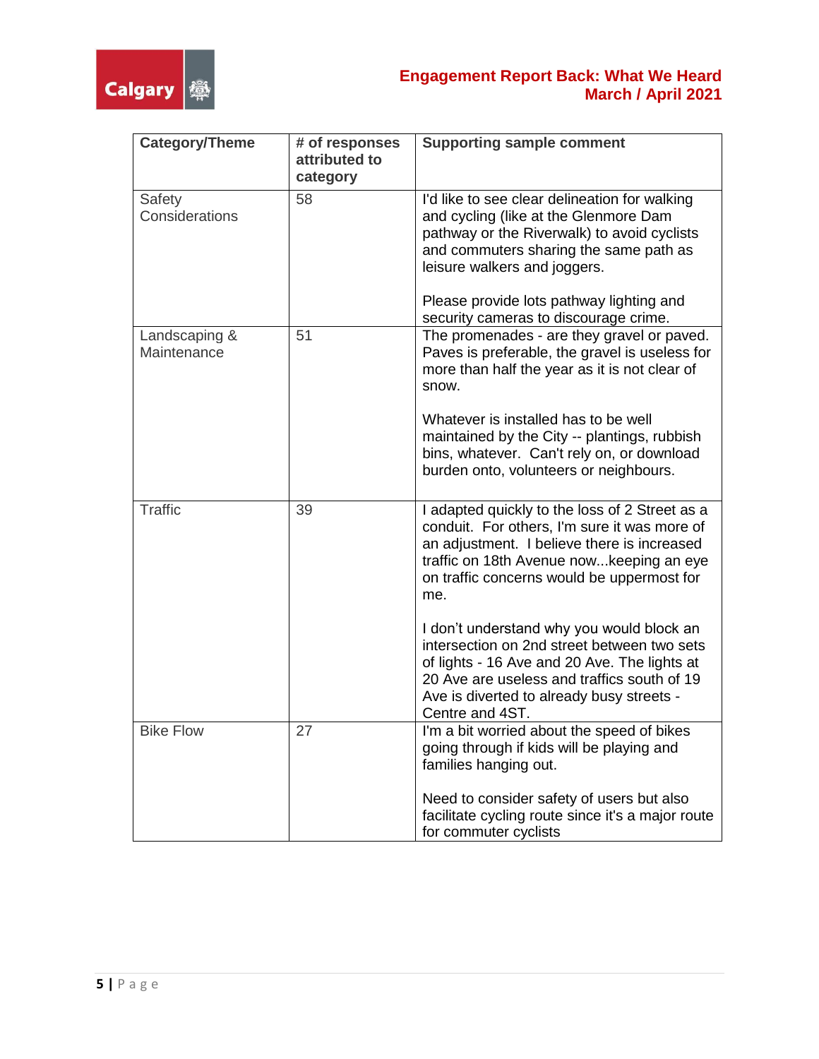| Category/Theme | # of responses attributed to category | Supporting sample comment |
|---|---|---|
| Safety Considerations | 58 | I'd like to see clear delineation for walking and cycling (like at the Glenmore Dam pathway or the Riverwalk) to avoid cyclists and commuters sharing the same path as leisure walkers and joggers.<br><br>Please provide lots pathway lighting and security cameras to discourage crime. |
| Landscaping & Maintenance | 51 | The promenades - are they gravel or paved. Paves is preferable, the gravel is useless for more than half the year as it is not clear of snow.<br><br>Whatever is installed has to be well maintained by the City -- plantings, rubbish bins, whatever. Can't rely on, or download burden onto, volunteers or neighbours. |
| Traffic | 39 | I adapted quickly to the loss of 2 Street as a conduit. For others, I'm sure it was more of an adjustment. I believe there is increased traffic on 18th Avenue now...keeping an eye on traffic concerns would be uppermost for me.<br><br>I don't understand why you would block an intersection on 2nd street between two sets of lights - 16 Ave and 20 Ave. The lights at 20 Ave are useless and traffics south of 19 Ave is diverted to already busy streets - Centre and 4ST. |
| Bike Flow | 27 | I'm a bit worried about the speed of bikes going through if kids will be playing and families hanging out.<br><br>Need to consider safety of users but also facilitate cycling route since it's a major route for commuter cyclists |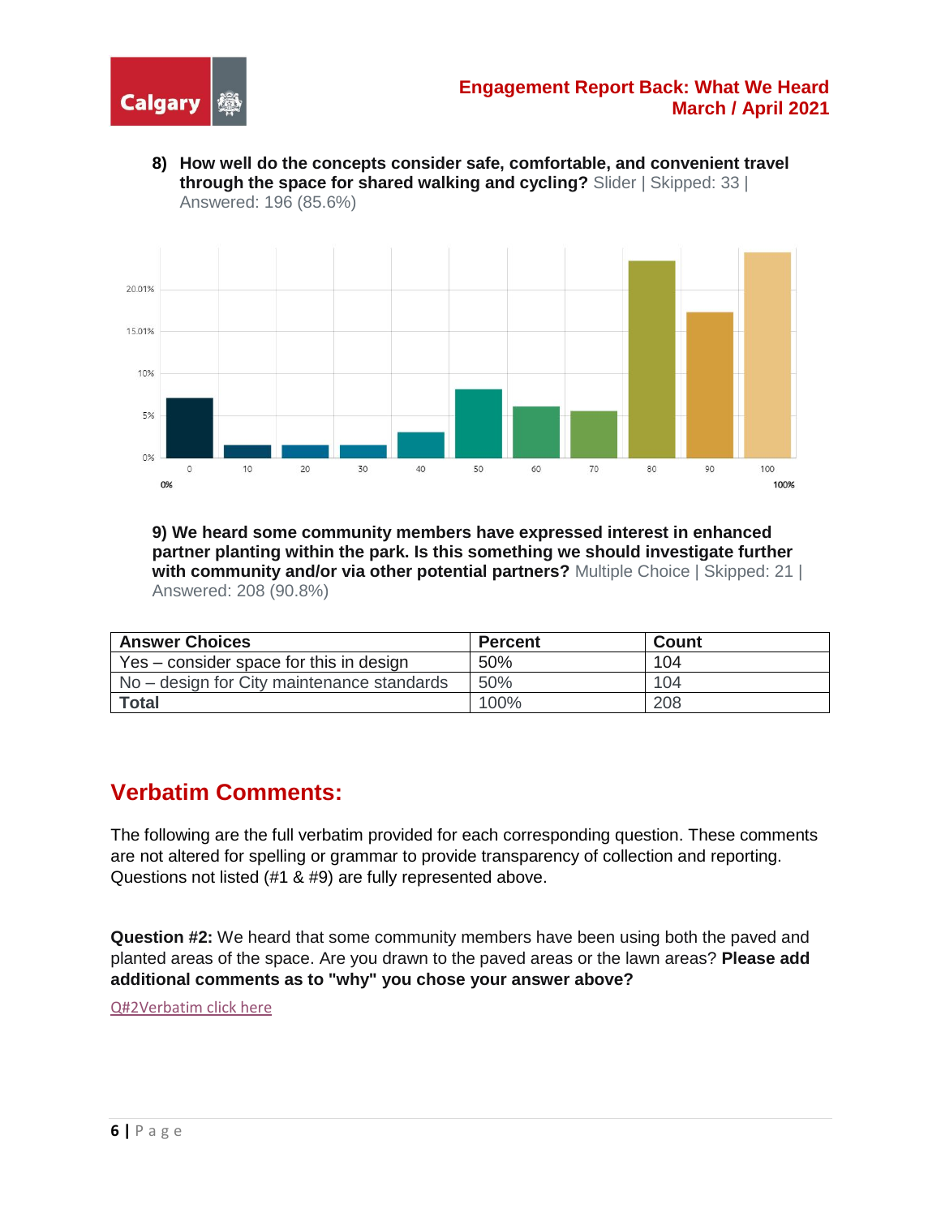8) **How well do the concepts consider safe, comfortable, and convenient travel through the space for shared walking and cycling?** Slider | Skipped: 33 | Answered: 196 (85.6%)

9) **We heard some community members have expressed interest in enhanced partner planting within the park. Is this something we should investigate further with community and/or via other potential partners?** Multiple Choice | Skipped: 21 | Answered: 208 (90.8%)

| Answer Choices | Percent | Count |
|---|---|---|
| Yes – consider space for this in design | 50% | 104 |
| No – design for City maintenance standards | 50% | 104 |
| **Total** | 100% | 208 |

## Verbatim Comments:

The following are the full verbatim provided for each corresponding question. These comments are not altered for spelling or grammar to provide transparency of collection and reporting. Questions not listed (#1 & #9) are fully represented above.

**Question #2:** We heard that some community members have been using both the paved and planted areas of the space. Are you drawn to the paved areas or the lawn areas? **Please add additional comments as to "why" you chose your answer above?**

Q#2Verbatim click here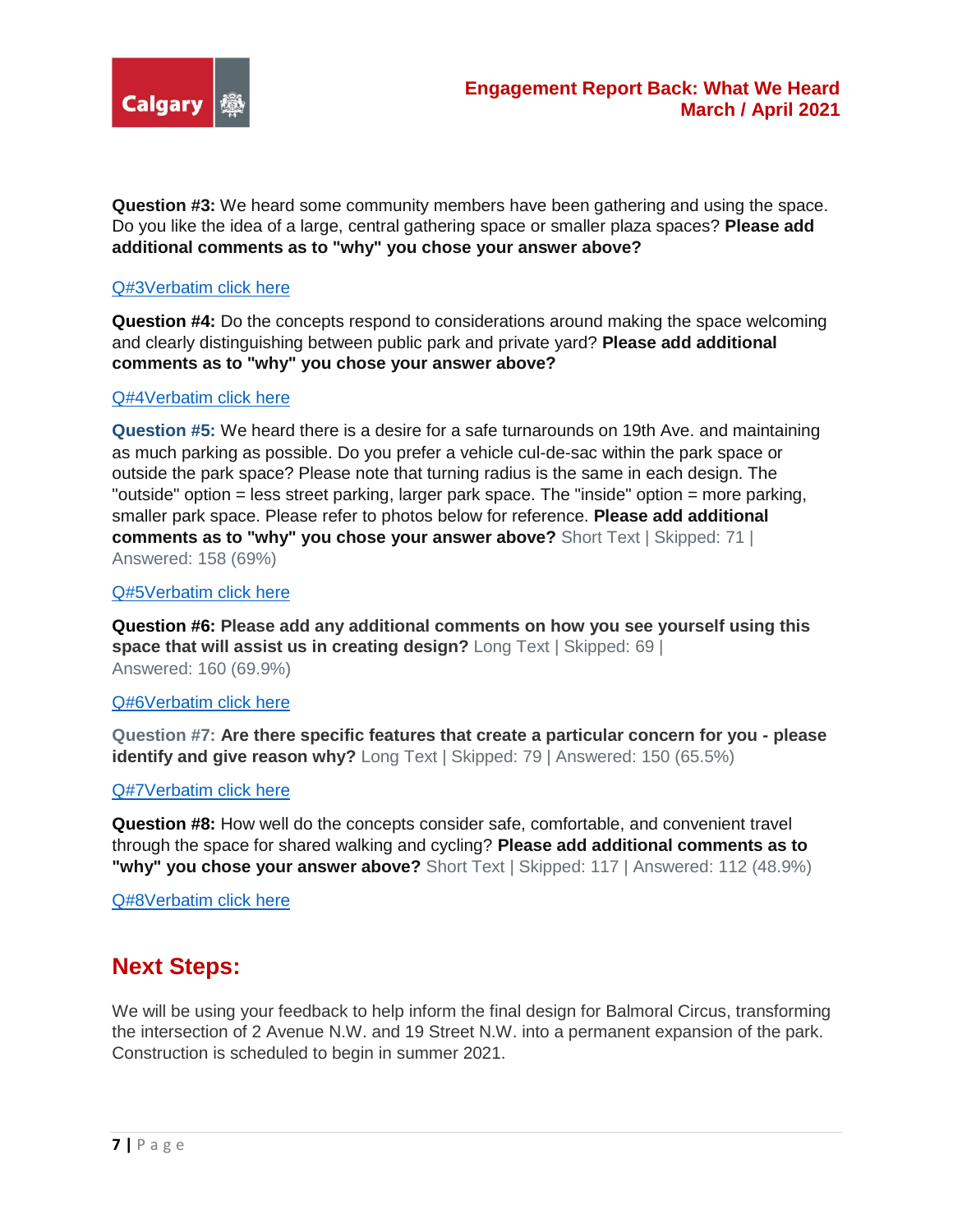**Question #3:** We heard some community members have been gathering and using the space. Do you like the idea of a large, central gathering space or smaller plaza spaces? **Please add additional comments as to "why" you chose your answer above?**

Q#3Verbatim click here

**Question #4:** Do the concepts respond to considerations around making the space welcoming and clearly distinguishing between public park and private yard? **Please add additional comments as to "why" you chose your answer above?**

Q#4Verbatim click here

**Question #5:** We heard there is a desire for a safe turnarounds on 19th Ave. and maintaining as much parking as possible. Do you prefer a vehicle cul-de-sac within the park space or outside the park space? Please note that turning radius is the same in each design. The "outside" option = less street parking, larger park space. The "inside" option = more parking, smaller park space. Please refer to photos below for reference. **Please add additional comments as to "why" you chose your answer above?** Short Text | Skipped: 71 | Answered: 158 (69%)

Q#5Verbatim click here

**Question #6: Please add any additional comments on how you see yourself using this space that will assist us in creating design?** Long Text | Skipped: 69 | Answered: 160 (69.9%)

Q#6Verbatim click here

**Question #7: Are there specific features that create a particular concern for you - please identify and give reason why?** Long Text | Skipped: 79 | Answered: 150 (65.5%)

Q#7Verbatim click here

**Question #8:** How well do the concepts consider safe, comfortable, and convenient travel through the space for shared walking and cycling? **Please add additional comments as to "why" you chose your answer above?** Short Text | Skipped: 117 | Answered: 112 (48.9%)

Q#8Verbatim click here

## Next Steps:

We will be using your feedback to help inform the final design for Balmoral Circus, transforming the intersection of 2 Avenue N.W. and 19 Street N.W. into a permanent expansion of the park. Construction is scheduled to begin in summer 2021.